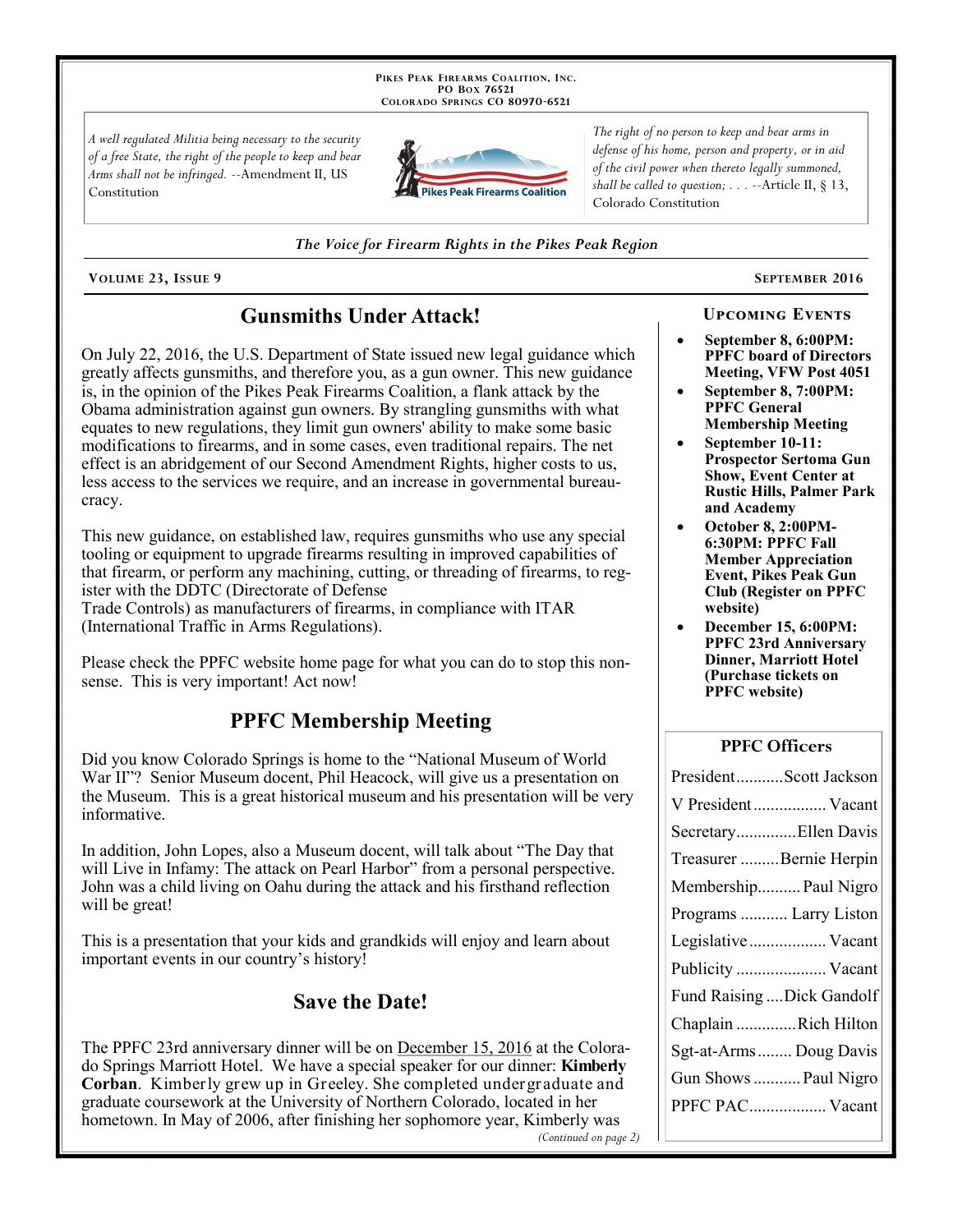PIKES PEAK FIREARMS COALITION, INC.
PO BOX 76521
COLORADO SPRINGS CO 80970-6521

*A well regulated Militia being necessary to the security of a free State, the right of the people to keep and bear Arms shall not be infringed.* --Amendment II, US Constitution

*The right of no person to keep and bear arms in defense of his home, person and property, or in aid of the civil power when thereto legally summoned, shall be called to question; . . .* --Article II, § 13, Colorado Constitution

*The Voice for Firearm Rights in the Pikes Peak Region*

**VOLUME 23, ISSUE 9** — **SEPTEMBER 2016**

## Gunsmiths Under Attack!

On July 22, 2016, the U.S. Department of State issued new legal guidance which greatly affects gunsmiths, and therefore you, as a gun owner. This new guidance is, in the opinion of the Pikes Peak Firearms Coalition, a flank attack by the Obama administration against gun owners. By strangling gunsmiths with what equates to new regulations, they limit gun owners' ability to make some basic modifications to firearms, and in some cases, even traditional repairs. The net effect is an abridgement of our Second Amendment Rights, higher costs to us, less access to the services we require, and an increase in governmental bureaucracy.

This new guidance, on established law, requires gunsmiths who use any special tooling or equipment to upgrade firearms resulting in improved capabilities of that firearm, or perform any machining, cutting, or threading of firearms, to register with the DDTC (Directorate of Defense Trade Controls) as manufacturers of firearms, in compliance with ITAR (International Traffic in Arms Regulations).

Please check the PPFC website home page for what you can do to stop this nonsense. This is very important! Act now!

## PPFC Membership Meeting

Did you know Colorado Springs is home to the "National Museum of World War II"? Senior Museum docent, Phil Heacock, will give us a presentation on the Museum. This is a great historical museum and his presentation will be very informative.

In addition, John Lopes, also a Museum docent, will talk about "The Day that will Live in Infamy: The attack on Pearl Harbor" from a personal perspective. John was a child living on Oahu during the attack and his firsthand reflection will be great!

This is a presentation that your kids and grandkids will enjoy and learn about important events in our country's history!

## Save the Date!

The PPFC 23rd anniversary dinner will be on December 15, 2016 at the Colorado Springs Marriott Hotel. We have a special speaker for our dinner: **Kimberly Corban**. Kimberly grew up in Greeley. She completed undergraduate and graduate coursework at the University of Northern Colorado, located in her hometown. In May of 2006, after finishing her sophomore year, Kimberly was

*(Continued on page 2)*

### UPCOMING EVENTS

- **September 8, 6:00PM: PPFC board of Directors Meeting, VFW Post 4051**
- **September 8, 7:00PM: PPFC General Membership Meeting**
- **September 10-11: Prospector Sertoma Gun Show, Event Center at Rustic Hills, Palmer Park and Academy**
- **October 8, 2:00PM-6:30PM: PPFC Fall Member Appreciation Event, Pikes Peak Gun Club (Register on PPFC website)**
- **December 15, 6:00PM: PPFC 23rd Anniversary Dinner, Marriott Hotel (Purchase tickets on PPFC website)**

### PPFC Officers

| Position | Name |
| --- | --- |
| President | Scott Jackson |
| V President | Vacant |
| Secretary | Ellen Davis |
| Treasurer | Bernie Herpin |
| Membership | Paul Nigro |
| Programs | Larry Liston |
| Legislative | Vacant |
| Publicity | Vacant |
| Fund Raising | Dick Gandolf |
| Chaplain | Rich Hilton |
| Sgt-at-Arms | Doug Davis |
| Gun Shows | Paul Nigro |
| PPFC PAC | Vacant |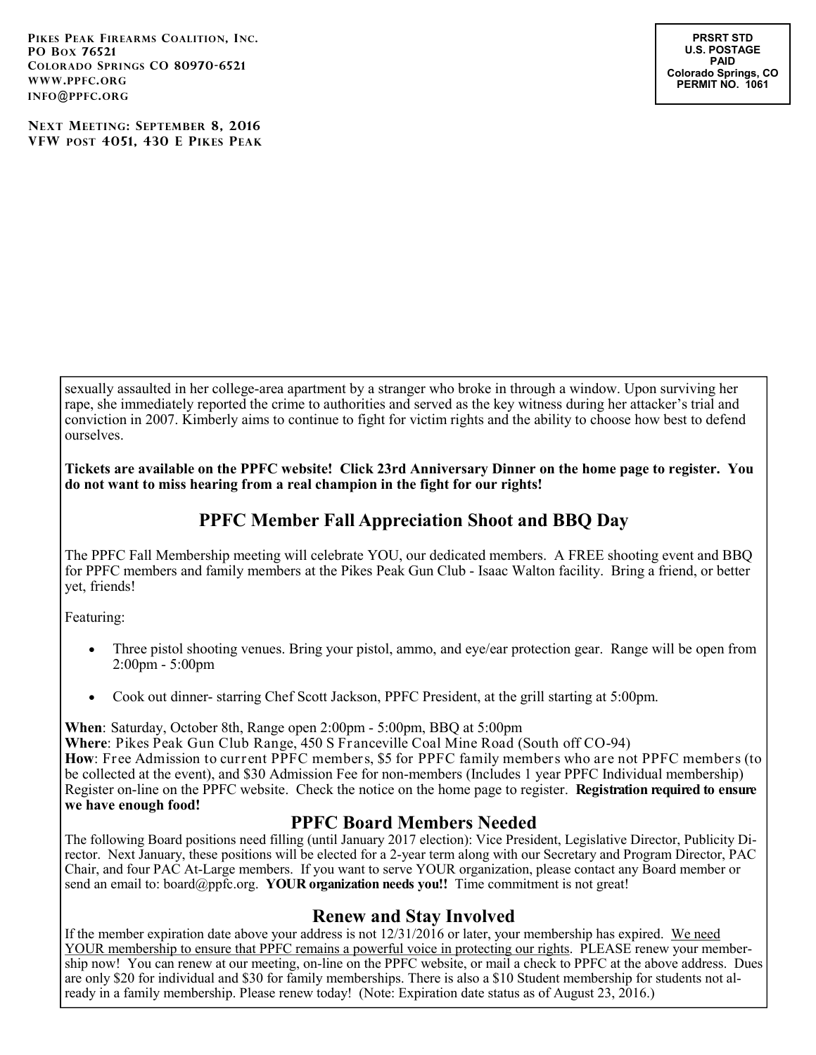PIKES PEAK FIREARMS COALITION, INC.
PO BOX 76521
COLORADO SPRINGS CO 80970-6521
WWW.PPFC.ORG
INFO@PPFC.ORG

PRSRT STD
U.S. POSTAGE
PAID
Colorado Springs, CO
PERMIT NO. 1061

NEXT MEETING: SEPTEMBER 8, 2016
VFW POST 4051, 430 E PIKES PEAK

sexually assaulted in her college-area apartment by a stranger who broke in through a window. Upon surviving her rape, she immediately reported the crime to authorities and served as the key witness during her attacker's trial and conviction in 2007. Kimberly aims to continue to fight for victim rights and the ability to choose how best to defend ourselves.

**Tickets are available on the PPFC website! Click 23rd Anniversary Dinner on the home page to register. You do not want to miss hearing from a real champion in the fight for our rights!**

## PPFC Member Fall Appreciation Shoot and BBQ Day

The PPFC Fall Membership meeting will celebrate YOU, our dedicated members. A FREE shooting event and BBQ for PPFC members and family members at the Pikes Peak Gun Club - Isaac Walton facility. Bring a friend, or better yet, friends!

Featuring:

- Three pistol shooting venues. Bring your pistol, ammo, and eye/ear protection gear. Range will be open from 2:00pm - 5:00pm
- Cook out dinner- starring Chef Scott Jackson, PPFC President, at the grill starting at 5:00pm.

**When**: Saturday, October 8th, Range open 2:00pm - 5:00pm, BBQ at 5:00pm
**Where**: Pikes Peak Gun Club Range, 450 S Franceville Coal Mine Road (South off CO-94)
**How**: Free Admission to current PPFC members, $5 for PPFC family members who are not PPFC members (to be collected at the event), and $30 Admission Fee for non-members (Includes 1 year PPFC Individual membership) Register on-line on the PPFC website. Check the notice on the home page to register. **Registration required to ensure we have enough food!**

## PPFC Board Members Needed

The following Board positions need filling (until January 2017 election): Vice President, Legislative Director, Publicity Director. Next January, these positions will be elected for a 2-year term along with our Secretary and Program Director, PAC Chair, and four PAC At-Large members. If you want to serve YOUR organization, please contact any Board member or send an email to: board@ppfc.org. **YOUR organization needs you!!** Time commitment is not great!

## Renew and Stay Involved

If the member expiration date above your address is not 12/31/2016 or later, your membership has expired. We need YOUR membership to ensure that PPFC remains a powerful voice in protecting our rights. PLEASE renew your membership now! You can renew at our meeting, on-line on the PPFC website, or mail a check to PPFC at the above address. Dues are only $20 for individual and $30 for family memberships. There is also a $10 Student membership for students not already in a family membership. Please renew today! (Note: Expiration date status as of August 23, 2016.)